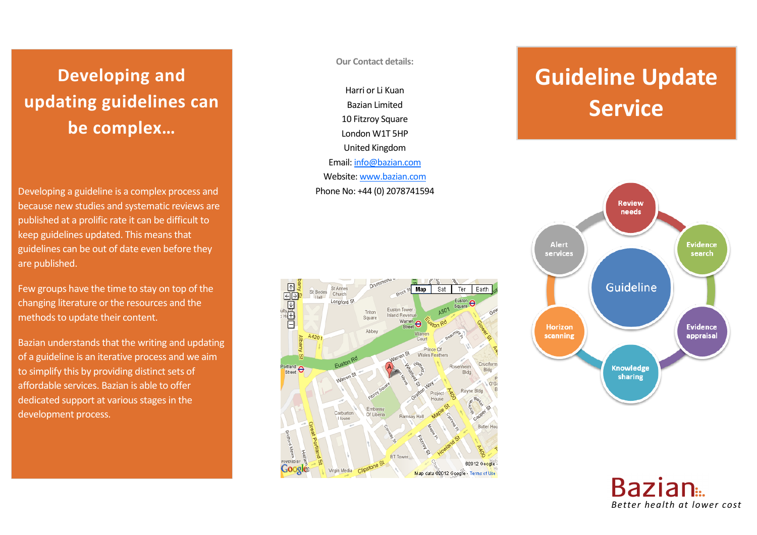# Developing and updating guidelines can be complex…

Developing a guideline is a complex process and because new studies and systematic reviews are published at a prolific rate it can be difficult to keep guidelines updated. This means that guidelines can be out of date even before they are published.

Few groups have the time to stay on top of the changing literature or the resources and the methods to update their content.

Bazian understands that the writing and updating of a guideline is an iterative process and we aim to simplify this by providing distinct sets of affordable services. Bazian is able to offer dedicated support at various stages in the development process.

**Our Contact details:**

Harri or Li Kuan
Bazian Limited
10 Fitzroy Square
London W1T 5HP
United Kingdom
Email: info@bazian.com
Website: www.bazian.com
Phone No: +44 (0) 2078741594

# Guideline Update Service

Guideline

Review needs

Evidence search

Evidence appraisal

Knowledge sharing

Horizon scanning

Alert services

Bazian

*Better health at lower cost*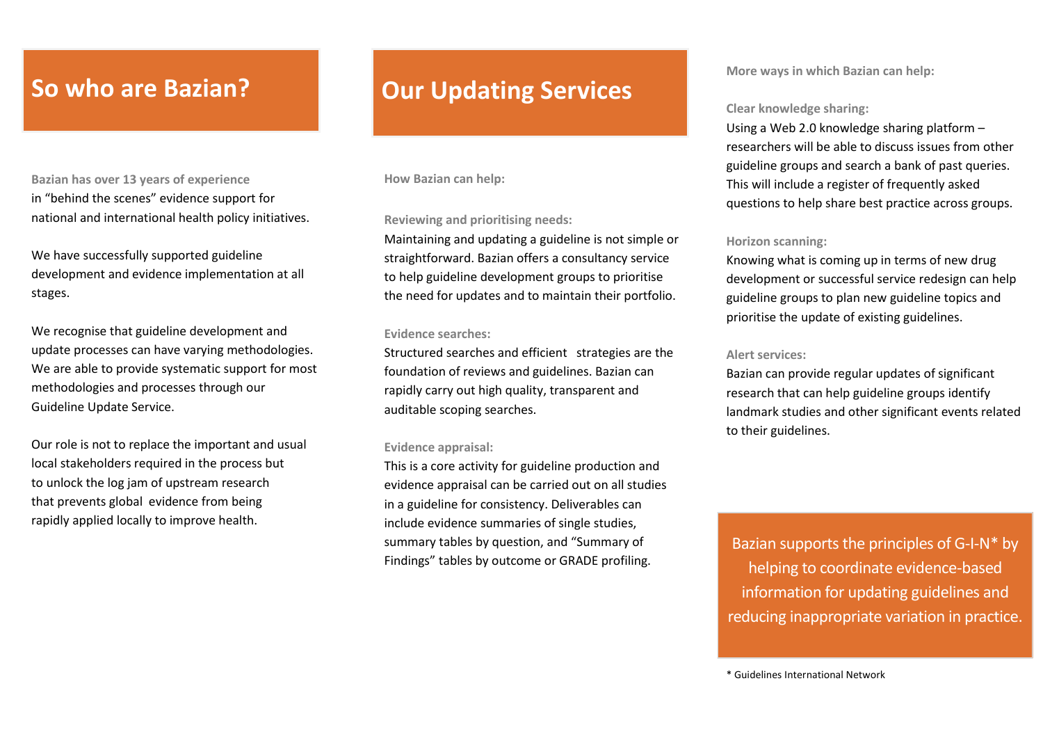## So who are Bazian?

**Bazian has over 13 years of experience** in "behind the scenes" evidence support for national and international health policy initiatives.

We have successfully supported guideline development and evidence implementation at all stages.

We recognise that guideline development and update processes can have varying methodologies. We are able to provide systematic support for most methodologies and processes through our Guideline Update Service.

Our role is not to replace the important and usual local stakeholders required in the process but to unlock the log jam of upstream research that prevents global evidence from being rapidly applied locally to improve health.

## Our Updating Services

**How Bazian can help:**

**Reviewing and prioritising needs:**
Maintaining and updating a guideline is not simple or straightforward. Bazian offers a consultancy service to help guideline development groups to prioritise the need for updates and to maintain their portfolio.

**Evidence searches:**
Structured searches and efficient strategies are the foundation of reviews and guidelines. Bazian can rapidly carry out high quality, transparent and auditable scoping searches.

**Evidence appraisal:**
This is a core activity for guideline production and evidence appraisal can be carried out on all studies in a guideline for consistency. Deliverables can include evidence summaries of single studies, summary tables by question, and "Summary of Findings" tables by outcome or GRADE profiling.

**More ways in which Bazian can help:**

**Clear knowledge sharing:**
Using a Web 2.0 knowledge sharing platform – researchers will be able to discuss issues from other guideline groups and search a bank of past queries. This will include a register of frequently asked questions to help share best practice across groups.

**Horizon scanning:**
Knowing what is coming up in terms of new drug development or successful service redesign can help guideline groups to plan new guideline topics and prioritise the update of existing guidelines.

**Alert services:**
Bazian can provide regular updates of significant research that can help guideline groups identify landmark studies and other significant events related to their guidelines.

Bazian supports the principles of G-I-N* by helping to coordinate evidence-based information for updating guidelines and reducing inappropriate variation in practice.

\* Guidelines International Network